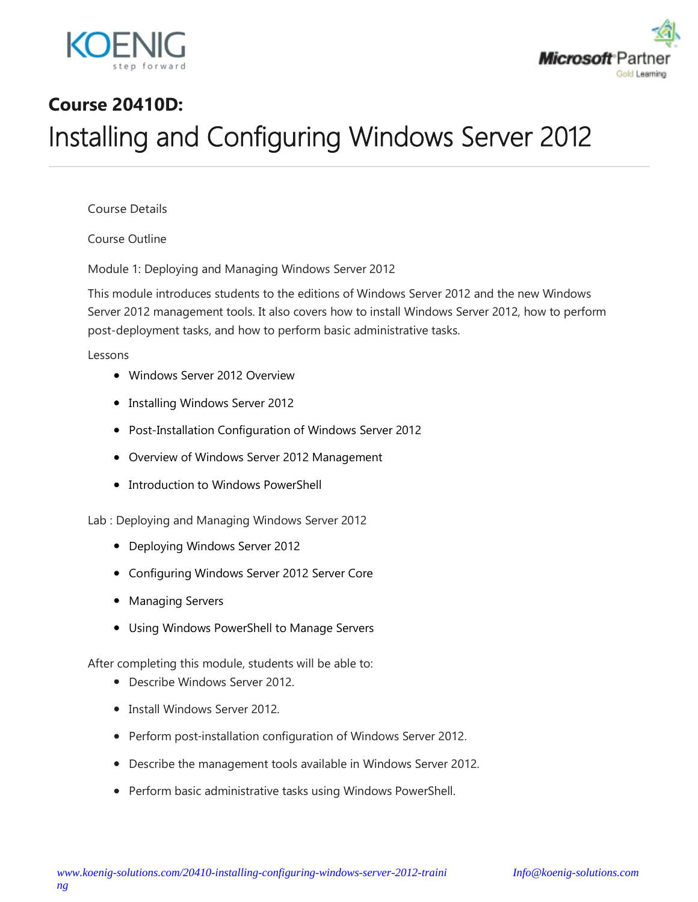**Course 20410D:**

# Installing and Configuring Windows Server 2012

Course Details

Course Outline

Module 1: Deploying and Managing Windows Server 2012

This module introduces students to the editions of Windows Server 2012 and the new Windows Server 2012 management tools. It also covers how to install Windows Server 2012, how to perform post-deployment tasks, and how to perform basic administrative tasks.

Lessons

- Windows Server 2012 Overview
- Installing Windows Server 2012
- Post-Installation Configuration of Windows Server 2012
- Overview of Windows Server 2012 Management
- Introduction to Windows PowerShell

Lab : Deploying and Managing Windows Server 2012

- Deploying Windows Server 2012
- Configuring Windows Server 2012 Server Core
- Managing Servers
- Using Windows PowerShell to Manage Servers

After completing this module, students will be able to:

- Describe Windows Server 2012.
- Install Windows Server 2012.
- Perform post-installation configuration of Windows Server 2012.
- Describe the management tools available in Windows Server 2012.
- Perform basic administrative tasks using Windows PowerShell.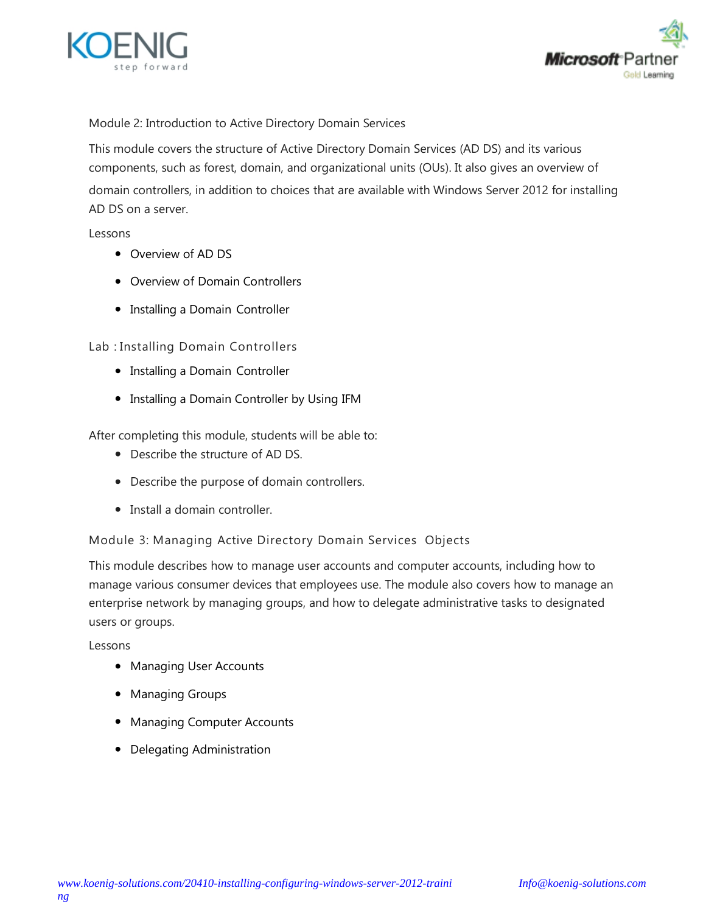## Module 2: Introduction to Active Directory Domain Services

This module covers the structure of Active Directory Domain Services (AD DS) and its various components, such as forest, domain, and organizational units (OUs). It also gives an overview of domain controllers, in addition to choices that are available with Windows Server 2012 for installing AD DS on a server.

Lessons

- Overview of AD DS
- Overview of Domain Controllers
- Installing a Domain Controller

Lab : Installing Domain Controllers

- Installing a Domain Controller
- Installing a Domain Controller by Using IFM

After completing this module, students will be able to:

- Describe the structure of AD DS.
- Describe the purpose of domain controllers.
- Install a domain controller.

## Module 3: Managing Active Directory Domain Services Objects

This module describes how to manage user accounts and computer accounts, including how to manage various consumer devices that employees use. The module also covers how to manage an enterprise network by managing groups, and how to delegate administrative tasks to designated users or groups.

Lessons

- Managing User Accounts
- Managing Groups
- Managing Computer Accounts
- Delegating Administration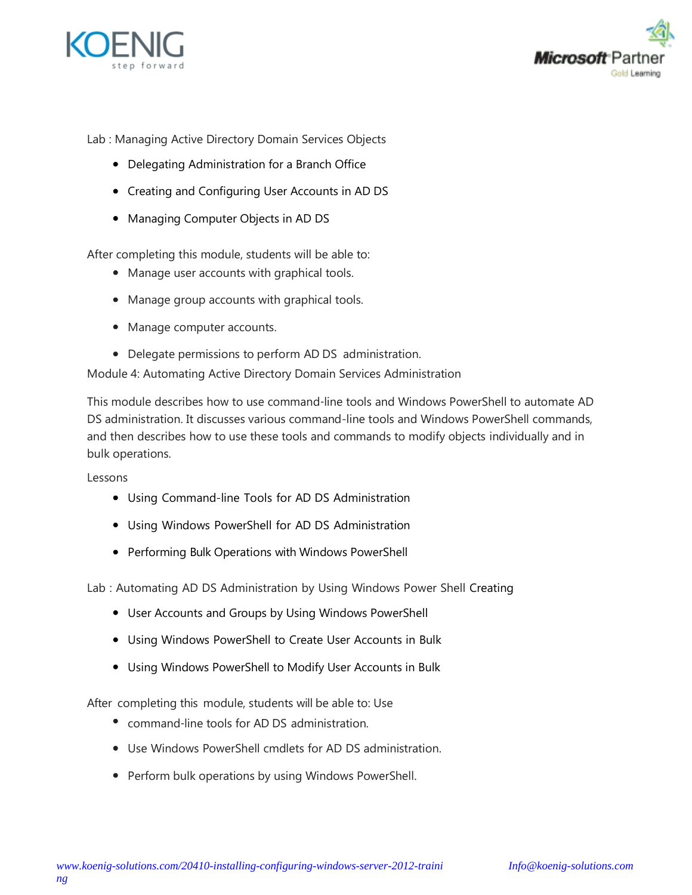Lab : Managing Active Directory Domain Services Objects

- Delegating Administration for a Branch Office
- Creating and Configuring User Accounts in AD DS
- Managing Computer Objects in AD DS

After completing this module, students will be able to:

- Manage user accounts with graphical tools.
- Manage group accounts with graphical tools.
- Manage computer accounts.
- Delegate permissions to perform AD DS administration.

Module 4: Automating Active Directory Domain Services Administration

This module describes how to use command-line tools and Windows PowerShell to automate AD DS administration. It discusses various command-line tools and Windows PowerShell commands, and then describes how to use these tools and commands to modify objects individually and in bulk operations.

Lessons

- Using Command-line Tools for AD DS Administration
- Using Windows PowerShell for AD DS Administration
- Performing Bulk Operations with Windows PowerShell

Lab : Automating AD DS Administration by Using Windows Power Shell Creating

- User Accounts and Groups by Using Windows PowerShell
- Using Windows PowerShell to Create User Accounts in Bulk
- Using Windows PowerShell to Modify User Accounts in Bulk

After completing this module, students will be able to: Use

- command-line tools for AD DS administration.
- Use Windows PowerShell cmdlets for AD DS administration.
- Perform bulk operations by using Windows PowerShell.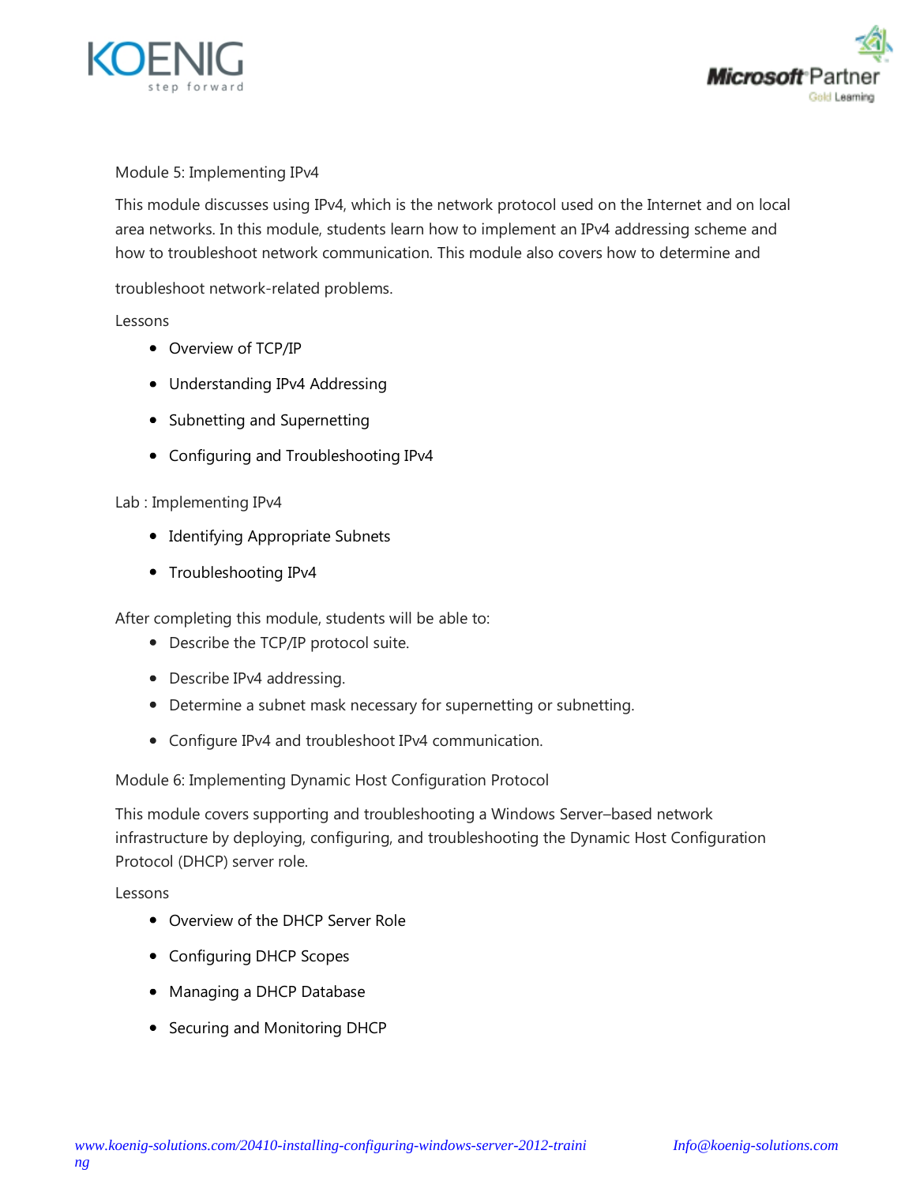Module 5: Implementing IPv4

This module discusses using IPv4, which is the network protocol used on the Internet and on local area networks. In this module, students learn how to implement an IPv4 addressing scheme and how to troubleshoot network communication. This module also covers how to determine and troubleshoot network-related problems.

Lessons

- Overview of TCP/IP
- Understanding IPv4 Addressing
- Subnetting and Supernetting
- Configuring and Troubleshooting IPv4

Lab : Implementing IPv4

- Identifying Appropriate Subnets
- Troubleshooting IPv4

After completing this module, students will be able to:

- Describe the TCP/IP protocol suite.
- Describe IPv4 addressing.
- Determine a subnet mask necessary for supernetting or subnetting.
- Configure IPv4 and troubleshoot IPv4 communication.

Module 6: Implementing Dynamic Host Configuration Protocol

This module covers supporting and troubleshooting a Windows Server–based network infrastructure by deploying, configuring, and troubleshooting the Dynamic Host Configuration Protocol (DHCP) server role.

Lessons

- Overview of the DHCP Server Role
- Configuring DHCP Scopes
- Managing a DHCP Database
- Securing and Monitoring DHCP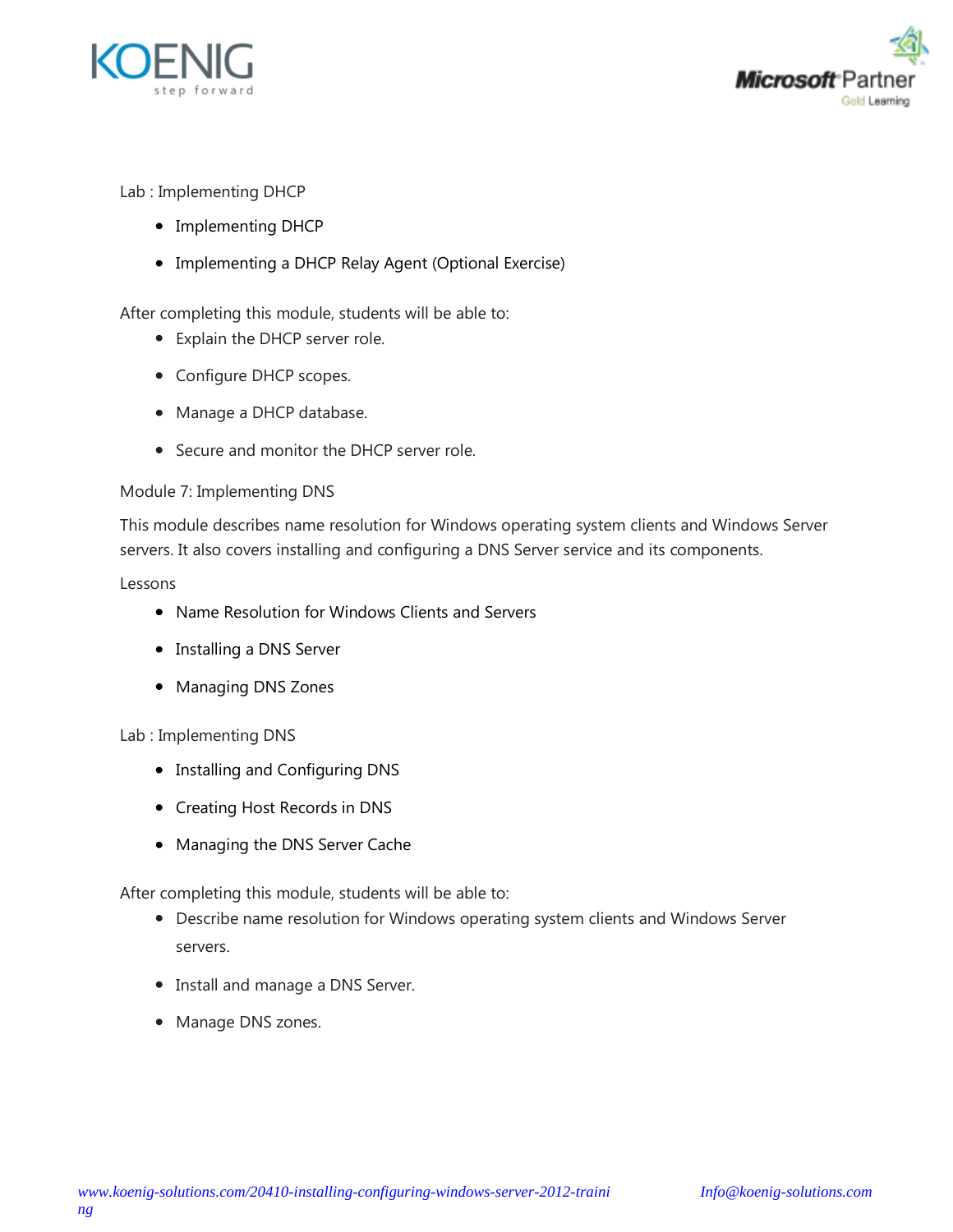Lab : Implementing DHCP

- Implementing DHCP
- Implementing a DHCP Relay Agent (Optional Exercise)

After completing this module, students will be able to:

- Explain the DHCP server role.
- Configure DHCP scopes.
- Manage a DHCP database.
- Secure and monitor the DHCP server role.

Module 7: Implementing DNS

This module describes name resolution for Windows operating system clients and Windows Server servers. It also covers installing and configuring a DNS Server service and its components.

Lessons

- Name Resolution for Windows Clients and Servers
- Installing a DNS Server
- Managing DNS Zones

Lab : Implementing DNS

- Installing and Configuring DNS
- Creating Host Records in DNS
- Managing the DNS Server Cache

After completing this module, students will be able to:

- Describe name resolution for Windows operating system clients and Windows Server servers.
- Install and manage a DNS Server.
- Manage DNS zones.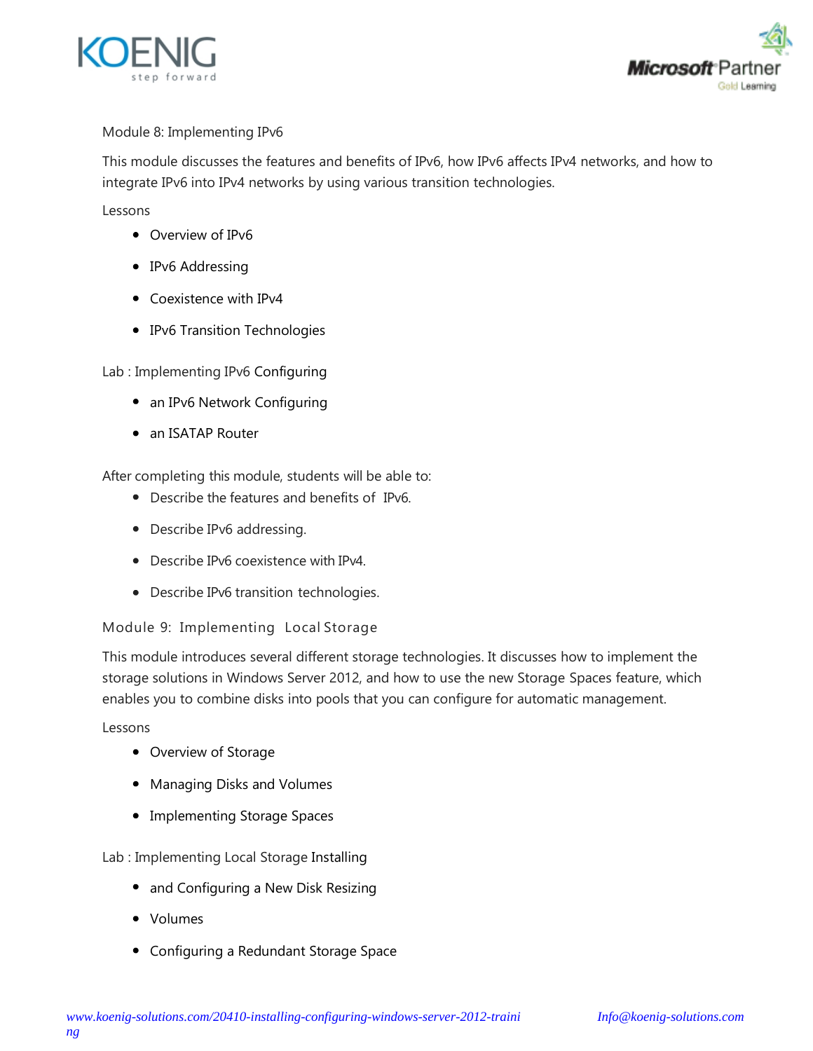Module 8: Implementing IPv6

This module discusses the features and benefits of IPv6, how IPv6 affects IPv4 networks, and how to integrate IPv6 into IPv4 networks by using various transition technologies.

Lessons

- Overview of IPv6
- IPv6 Addressing
- Coexistence with IPv4
- IPv6 Transition Technologies

Lab : Implementing IPv6 Configuring

- an IPv6 Network Configuring
- an ISATAP Router

After completing this module, students will be able to:

- Describe the features and benefits of IPv6.
- Describe IPv6 addressing.
- Describe IPv6 coexistence with IPv4.
- Describe IPv6 transition technologies.

Module 9: Implementing Local Storage

This module introduces several different storage technologies. It discusses how to implement the storage solutions in Windows Server 2012, and how to use the new Storage Spaces feature, which enables you to combine disks into pools that you can configure for automatic management.

Lessons

- Overview of Storage
- Managing Disks and Volumes
- Implementing Storage Spaces

Lab : Implementing Local Storage Installing

- and Configuring a New Disk Resizing
- Volumes
- Configuring a Redundant Storage Space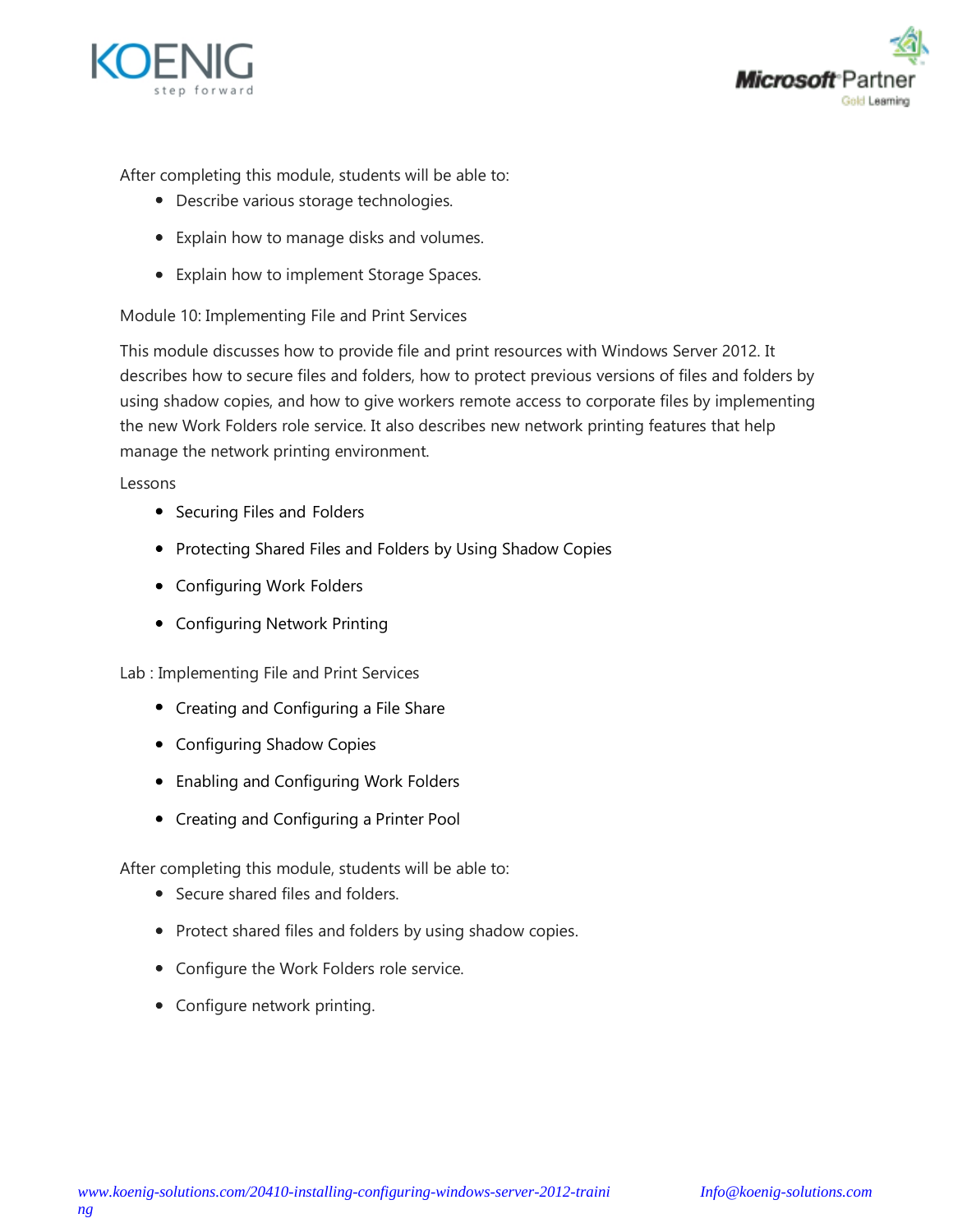After completing this module, students will be able to:

- Describe various storage technologies.
- Explain how to manage disks and volumes.
- Explain how to implement Storage Spaces.

Module 10: Implementing File and Print Services

This module discusses how to provide file and print resources with Windows Server 2012. It describes how to secure files and folders, how to protect previous versions of files and folders by using shadow copies, and how to give workers remote access to corporate files by implementing the new Work Folders role service. It also describes new network printing features that help manage the network printing environment.

Lessons

- Securing Files and Folders
- Protecting Shared Files and Folders by Using Shadow Copies
- Configuring Work Folders
- Configuring Network Printing

Lab : Implementing File and Print Services

- Creating and Configuring a File Share
- Configuring Shadow Copies
- Enabling and Configuring Work Folders
- Creating and Configuring a Printer Pool

After completing this module, students will be able to:

- Secure shared files and folders.
- Protect shared files and folders by using shadow copies.
- Configure the Work Folders role service.
- Configure network printing.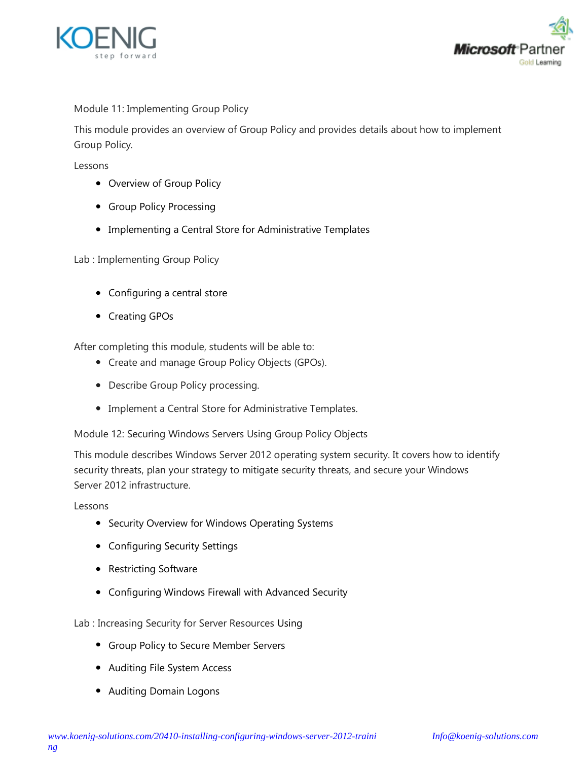Module 11: Implementing Group Policy

This module provides an overview of Group Policy and provides details about how to implement Group Policy.

Lessons

- Overview of Group Policy
- Group Policy Processing
- Implementing a Central Store for Administrative Templates

Lab : Implementing Group Policy

- Configuring a central store
- Creating GPOs

After completing this module, students will be able to:

- Create and manage Group Policy Objects (GPOs).
- Describe Group Policy processing.
- Implement a Central Store for Administrative Templates.

Module 12: Securing Windows Servers Using Group Policy Objects

This module describes Windows Server 2012 operating system security. It covers how to identify security threats, plan your strategy to mitigate security threats, and secure your Windows Server 2012 infrastructure.

Lessons

- Security Overview for Windows Operating Systems
- Configuring Security Settings
- Restricting Software
- Configuring Windows Firewall with Advanced Security

Lab : Increasing Security for Server Resources Using

- Group Policy to Secure Member Servers
- Auditing File System Access
- Auditing Domain Logons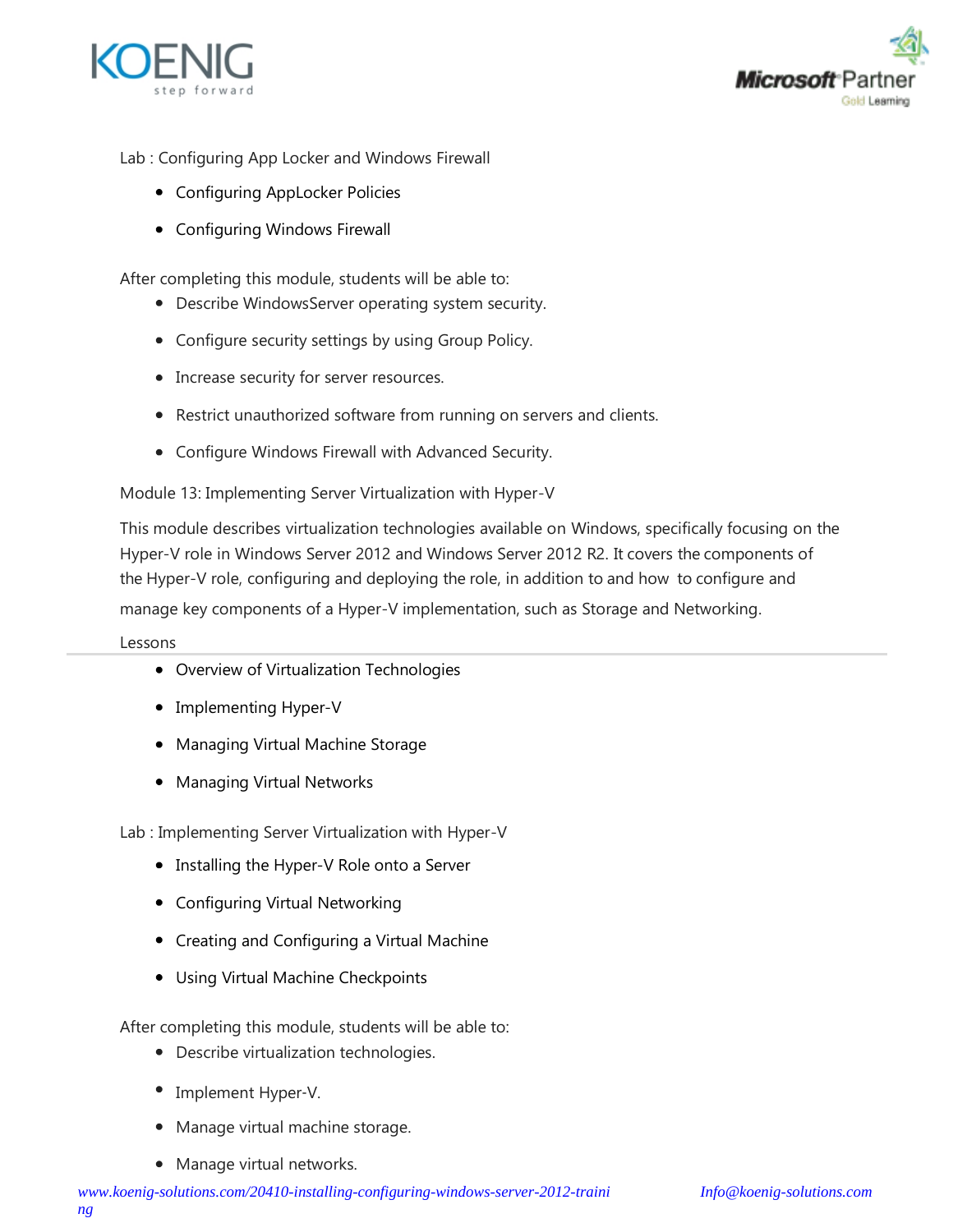Lab : Configuring App Locker and Windows Firewall

- Configuring AppLocker Policies
- Configuring Windows Firewall

After completing this module, students will be able to:

- Describe WindowsServer operating system security.
- Configure security settings by using Group Policy.
- Increase security for server resources.
- Restrict unauthorized software from running on servers and clients.
- Configure Windows Firewall with Advanced Security.

Module 13: Implementing Server Virtualization with Hyper-V

This module describes virtualization technologies available on Windows, specifically focusing on the Hyper-V role in Windows Server 2012 and Windows Server 2012 R2. It covers the components of the Hyper-V role, configuring and deploying the role, in addition to and how to configure and manage key components of a Hyper-V implementation, such as Storage and Networking.

Lessons

- Overview of Virtualization Technologies
- Implementing Hyper-V
- Managing Virtual Machine Storage
- Managing Virtual Networks

Lab : Implementing Server Virtualization with Hyper-V

- Installing the Hyper-V Role onto a Server
- Configuring Virtual Networking
- Creating and Configuring a Virtual Machine
- Using Virtual Machine Checkpoints

After completing this module, students will be able to:

- Describe virtualization technologies.
- Implement Hyper-V.
- Manage virtual machine storage.
- Manage virtual networks.